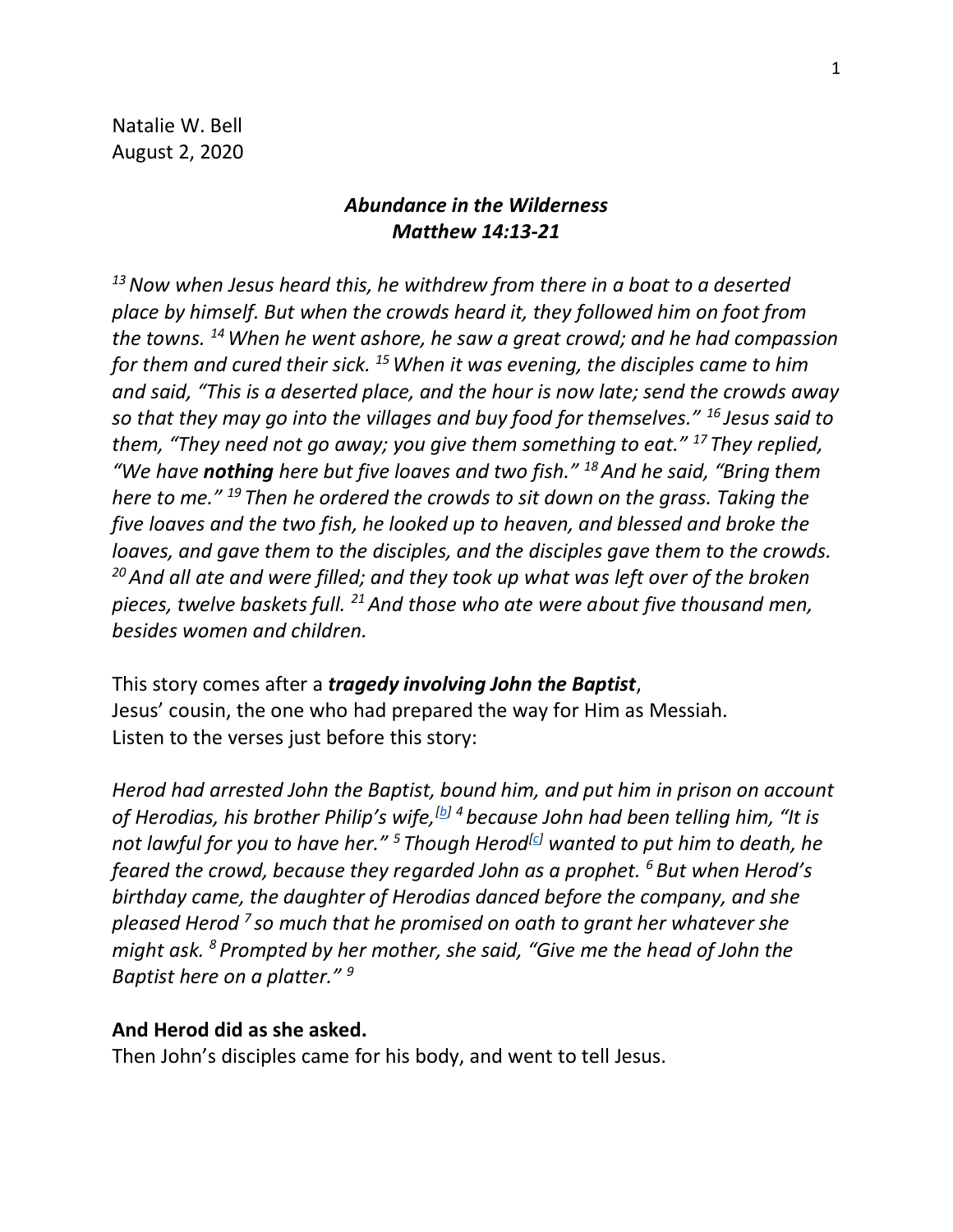Natalie W. Bell
August 2, 2020

## *Abundance in the Wilderness*
## *Matthew 14:13-21*

*[13] Now when Jesus heard this, he withdrew from there in a boat to a deserted place by himself. But when the crowds heard it, they followed him on foot from the towns. [14] When he went ashore, he saw a great crowd; and he had compassion for them and cured their sick. [15] When it was evening, the disciples came to him and said, "This is a deserted place, and the hour is now late; send the crowds away so that they may go into the villages and buy food for themselves." [16] Jesus said to them, "They need not go away; you give them something to eat." [17] They replied, "We have **nothing** here but five loaves and two fish." [18] And he said, "Bring them here to me." [19] Then he ordered the crowds to sit down on the grass. Taking the five loaves and the two fish, he looked up to heaven, and blessed and broke the loaves, and gave them to the disciples, and the disciples gave them to the crowds. [20] And all ate and were filled; and they took up what was left over of the broken pieces, twelve baskets full. [21] And those who ate were about five thousand men, besides women and children.*

This story comes after a ***tragedy involving John the Baptist***,
Jesus' cousin, the one who had prepared the way for Him as Messiah.
Listen to the verses just before this story:

*Herod had arrested John the Baptist, bound him, and put him in prison on account of Herodias, his brother Philip's wife,[b] [4] because John had been telling him, "It is not lawful for you to have her." [5] Though Herod[c] wanted to put him to death, he feared the crowd, because they regarded John as a prophet. [6] But when Herod's birthday came, the daughter of Herodias danced before the company, and she pleased Herod [7] so much that he promised on oath to grant her whatever she might ask. [8] Prompted by her mother, she said, "Give me the head of John the Baptist here on a platter." [9]*

**And Herod did as she asked.**
Then John's disciples came for his body, and went to tell Jesus.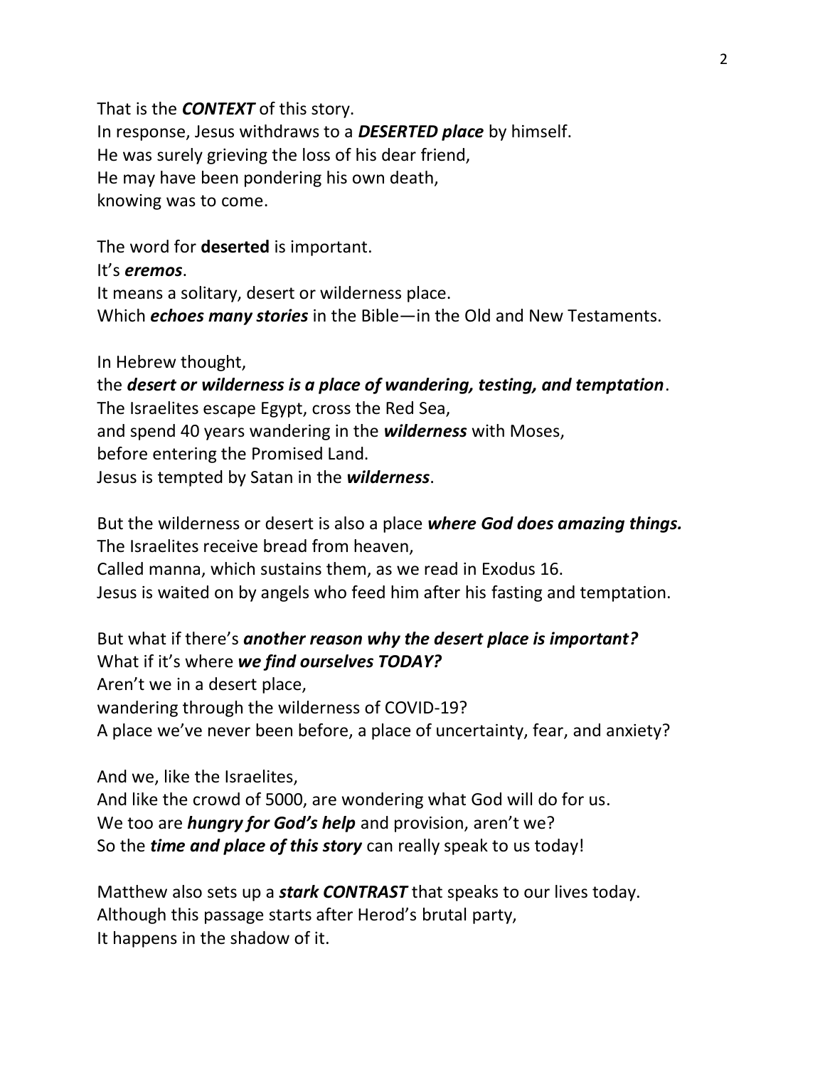That is the ***CONTEXT*** of this story.
In response, Jesus withdraws to a ***DESERTED place*** by himself.
He was surely grieving the loss of his dear friend,
He may have been pondering his own death,
knowing was to come.

The word for **deserted** is important.
It's ***eremos***.
It means a solitary, desert or wilderness place.
Which ***echoes many stories*** in the Bible—in the Old and New Testaments.

In Hebrew thought,
the ***desert or wilderness is a place of wandering, testing, and temptation***.
The Israelites escape Egypt, cross the Red Sea,
and spend 40 years wandering in the ***wilderness*** with Moses,
before entering the Promised Land.
Jesus is tempted by Satan in the ***wilderness***.

But the wilderness or desert is also a place ***where God does amazing things.***
The Israelites receive bread from heaven,
Called manna, which sustains them, as we read in Exodus 16.
Jesus is waited on by angels who feed him after his fasting and temptation.

But what if there's ***another reason why the desert place is important?***
What if it's where ***we find ourselves TODAY?***
Aren't we in a desert place,
wandering through the wilderness of COVID-19?
A place we've never been before, a place of uncertainty, fear, and anxiety?

And we, like the Israelites,
And like the crowd of 5000, are wondering what God will do for us.
We too are ***hungry for God's help*** and provision, aren't we?
So the ***time and place of this story*** can really speak to us today!

Matthew also sets up a ***stark CONTRAST*** that speaks to our lives today.
Although this passage starts after Herod's brutal party,
It happens in the shadow of it.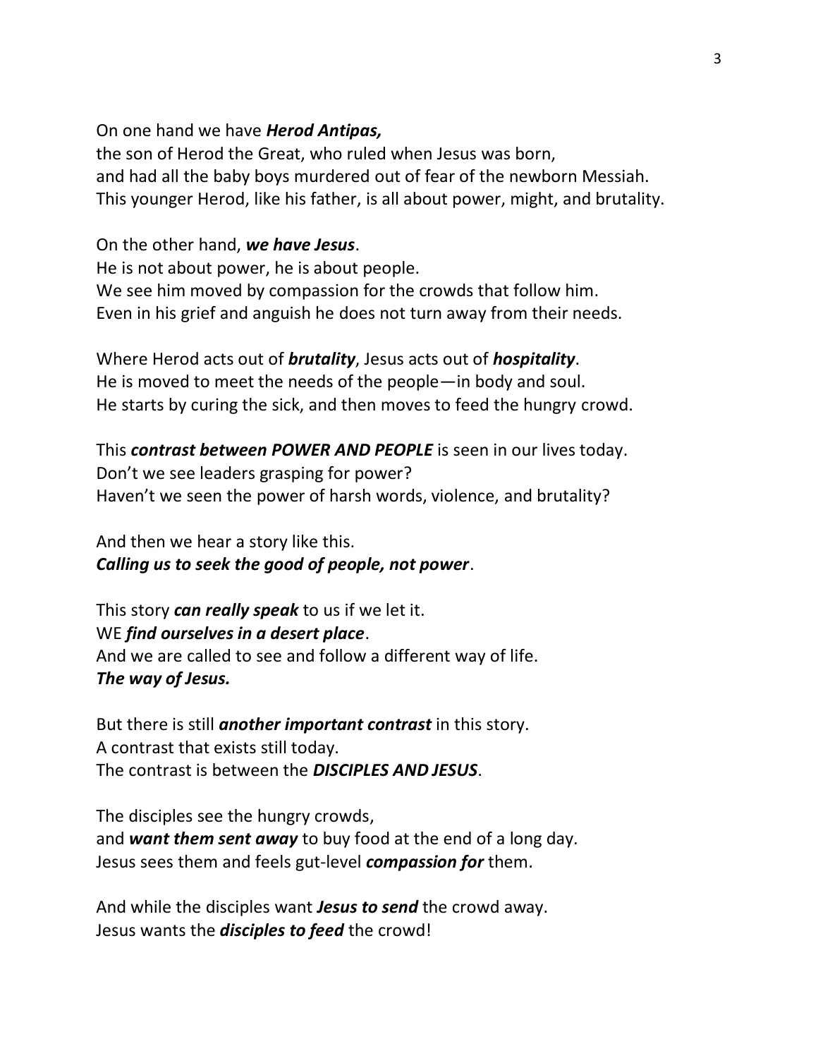On one hand we have ***Herod Antipas,***
the son of Herod the Great, who ruled when Jesus was born,
and had all the baby boys murdered out of fear of the newborn Messiah.
This younger Herod, like his father, is all about power, might, and brutality.

On the other hand, ***we have Jesus***.
He is not about power, he is about people.
We see him moved by compassion for the crowds that follow him.
Even in his grief and anguish he does not turn away from their needs.

Where Herod acts out of ***brutality***, Jesus acts out of ***hospitality***.
He is moved to meet the needs of the people—in body and soul.
He starts by curing the sick, and then moves to feed the hungry crowd.

This ***contrast between POWER AND PEOPLE*** is seen in our lives today.
Don't we see leaders grasping for power?
Haven't we seen the power of harsh words, violence, and brutality?

And then we hear a story like this.
***Calling us to seek the good of people, not power***.

This story ***can really speak*** to us if we let it.
WE ***find ourselves in a desert place***.
And we are called to see and follow a different way of life.
***The way of Jesus.***

But there is still ***another important contrast*** in this story.
A contrast that exists still today.
The contrast is between the ***DISCIPLES AND JESUS***.

The disciples see the hungry crowds,
and ***want them sent away*** to buy food at the end of a long day.
Jesus sees them and feels gut-level ***compassion for*** them.

And while the disciples want ***Jesus to send*** the crowd away.
Jesus wants the ***disciples to feed*** the crowd!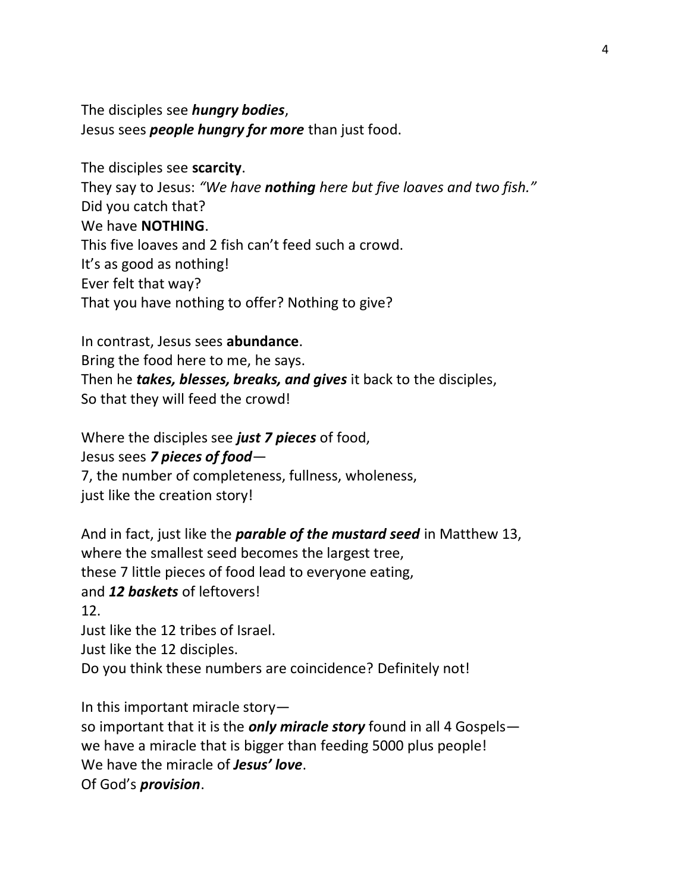The disciples see ***hungry bodies***,  
Jesus sees ***people hungry for more*** than just food.

The disciples see **scarcity**.  
They say to Jesus: *"We have **nothing** here but five loaves and two fish."*  
Did you catch that?  
We have **NOTHING**.  
This five loaves and 2 fish can't feed such a crowd.  
It's as good as nothing!  
Ever felt that way?  
That you have nothing to offer? Nothing to give?

In contrast, Jesus sees **abundance**.  
Bring the food here to me, he says.  
Then he ***takes, blesses, breaks, and gives*** it back to the disciples,  
So that they will feed the crowd!

Where the disciples see ***just 7 pieces*** of food,  
Jesus sees ***7 pieces of food***—  
7, the number of completeness, fullness, wholeness,  
just like the creation story!

And in fact, just like the ***parable of the mustard seed*** in Matthew 13,  
where the smallest seed becomes the largest tree,  
these 7 little pieces of food lead to everyone eating,  
and ***12 baskets*** of leftovers!  
12.  
Just like the 12 tribes of Israel.  
Just like the 12 disciples.  
Do you think these numbers are coincidence? Definitely not!

In this important miracle story—  
so important that it is the ***only miracle story*** found in all 4 Gospels—  
we have a miracle that is bigger than feeding 5000 plus people!  
We have the miracle of ***Jesus' love***.  
Of God's ***provision***.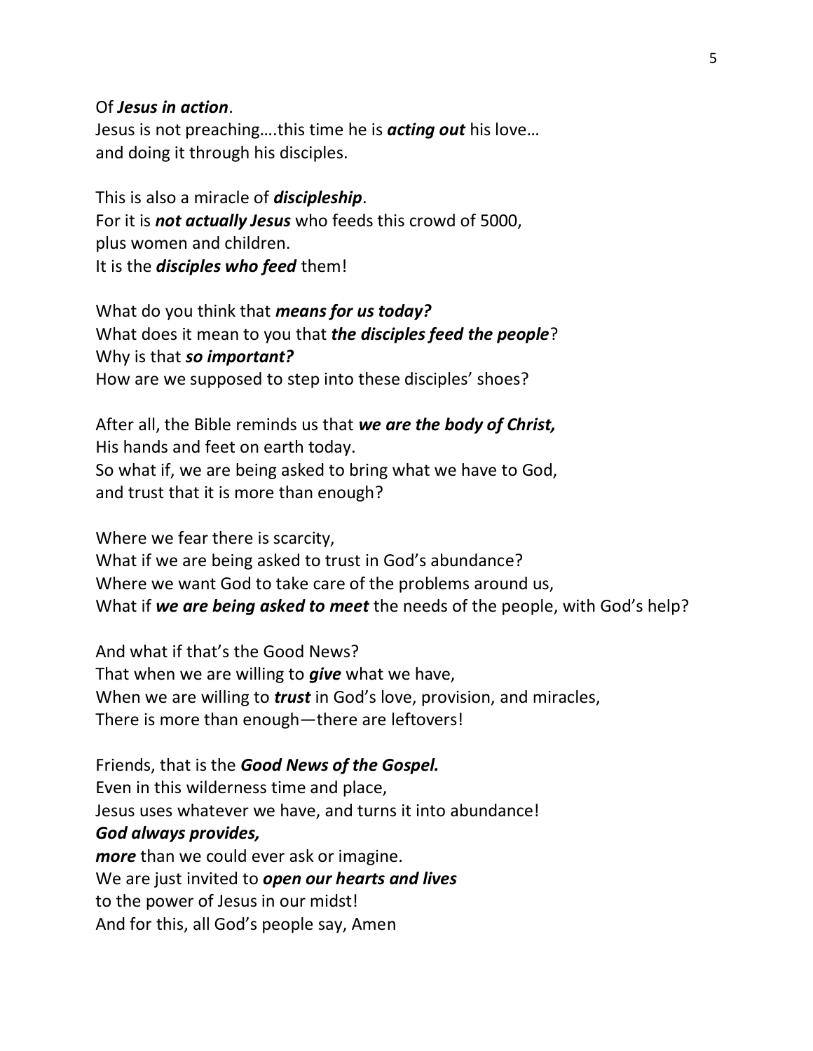Of ***Jesus in action***.
Jesus is not preaching….this time he is ***acting out*** his love…
and doing it through his disciples.

This is also a miracle of ***discipleship***.
For it is ***not actually Jesus*** who feeds this crowd of 5000,
plus women and children.
It is the ***disciples who feed*** them!

What do you think that ***means for us today?***
What does it mean to you that ***the disciples feed the people***?
Why is that ***so important?***
How are we supposed to step into these disciples' shoes?

After all, the Bible reminds us that ***we are the body of Christ,***
His hands and feet on earth today.
So what if, we are being asked to bring what we have to God,
and trust that it is more than enough?

Where we fear there is scarcity,
What if we are being asked to trust in God's abundance?
Where we want God to take care of the problems around us,
What if ***we are being asked to meet*** the needs of the people, with God's help?

And what if that's the Good News?
That when we are willing to ***give*** what we have,
When we are willing to ***trust*** in God's love, provision, and miracles,
There is more than enough—there are leftovers!

Friends, that is the ***Good News of the Gospel.***
Even in this wilderness time and place,
Jesus uses whatever we have, and turns it into abundance!
***God always provides,***
***more*** than we could ever ask or imagine.
We are just invited to ***open our hearts and lives***
to the power of Jesus in our midst!
And for this, all God's people say, Amen